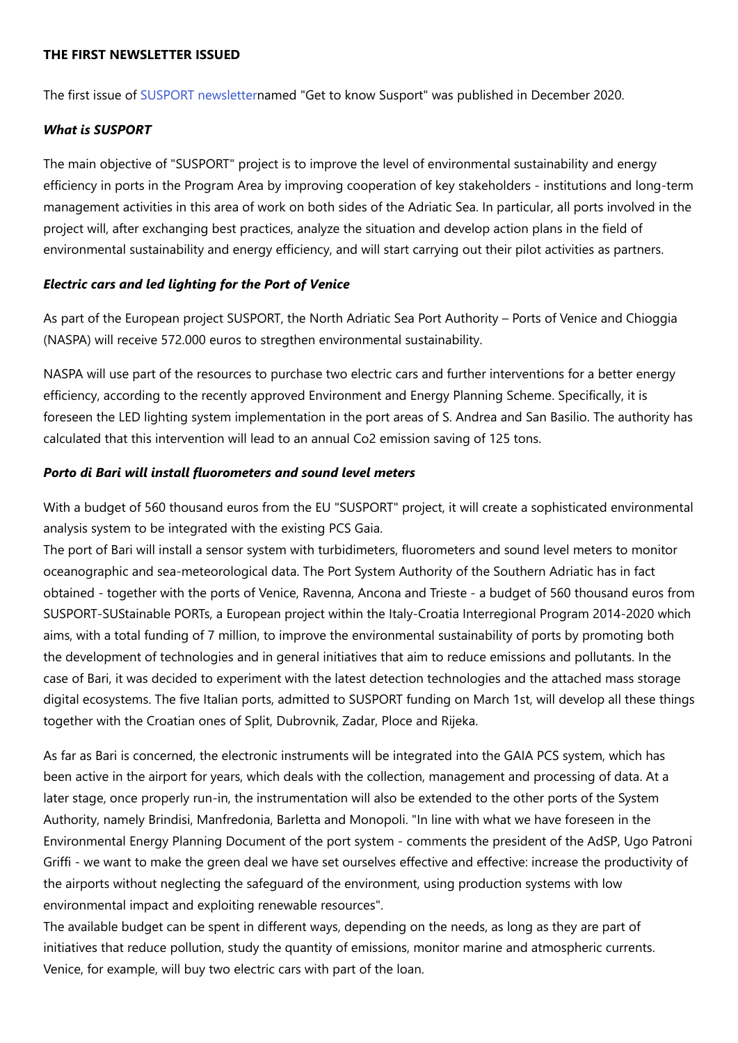**THE FIRST NEWSLETTER ISSUED**

The first issue of SUSPORT newsletternamed "Get to know Susport" was published in December 2020.

***What is SUSPORT***

The main objective of "SUSPORT" project is to improve the level of environmental sustainability and energy efficiency in ports in the Program Area by improving cooperation of key stakeholders - institutions and long-term management activities in this area of work on both sides of the Adriatic Sea. In particular, all ports involved in the project will, after exchanging best practices, analyze the situation and develop action plans in the field of environmental sustainability and energy efficiency, and will start carrying out their pilot activities as partners.

***Electric cars and led lighting for the Port of Venice***

As part of the European project SUSPORT, the North Adriatic Sea Port Authority – Ports of Venice and Chioggia (NASPA) will receive 572.000 euros to stregthen environmental sustainability.

NASPA will use part of the resources to purchase two electric cars and further interventions for a better energy efficiency, according to the recently approved Environment and Energy Planning Scheme. Specifically, it is foreseen the LED lighting system implementation in the port areas of S. Andrea and San Basilio. The authority has calculated that this intervention will lead to an annual Co2 emission saving of 125 tons.

***Porto di Bari will install fluorometers and sound level meters***

With a budget of 560 thousand euros from the EU "SUSPORT" project, it will create a sophisticated environmental analysis system to be integrated with the existing PCS Gaia.
The port of Bari will install a sensor system with turbidimeters, fluorometers and sound level meters to monitor oceanographic and sea-meteorological data. The Port System Authority of the Southern Adriatic has in fact obtained - together with the ports of Venice, Ravenna, Ancona and Trieste - a budget of 560 thousand euros from SUSPORT-SUStainable PORTs, a European project within the Italy-Croatia Interregional Program 2014-2020 which aims, with a total funding of 7 million, to improve the environmental sustainability of ports by promoting both the development of technologies and in general initiatives that aim to reduce emissions and pollutants. In the case of Bari, it was decided to experiment with the latest detection technologies and the attached mass storage digital ecosystems. The five Italian ports, admitted to SUSPORT funding on March 1st, will develop all these things together with the Croatian ones of Split, Dubrovnik, Zadar, Ploce and Rijeka.

As far as Bari is concerned, the electronic instruments will be integrated into the GAIA PCS system, which has been active in the airport for years, which deals with the collection, management and processing of data. At a later stage, once properly run-in, the instrumentation will also be extended to the other ports of the System Authority, namely Brindisi, Manfredonia, Barletta and Monopoli. "In line with what we have foreseen in the Environmental Energy Planning Document of the port system - comments the president of the AdSP, Ugo Patroni Griffi - we want to make the green deal we have set ourselves effective and effective: increase the productivity of the airports without neglecting the safeguard of the environment, using production systems with low environmental impact and exploiting renewable resources".
The available budget can be spent in different ways, depending on the needs, as long as they are part of initiatives that reduce pollution, study the quantity of emissions, monitor marine and atmospheric currents. Venice, for example, will buy two electric cars with part of the loan.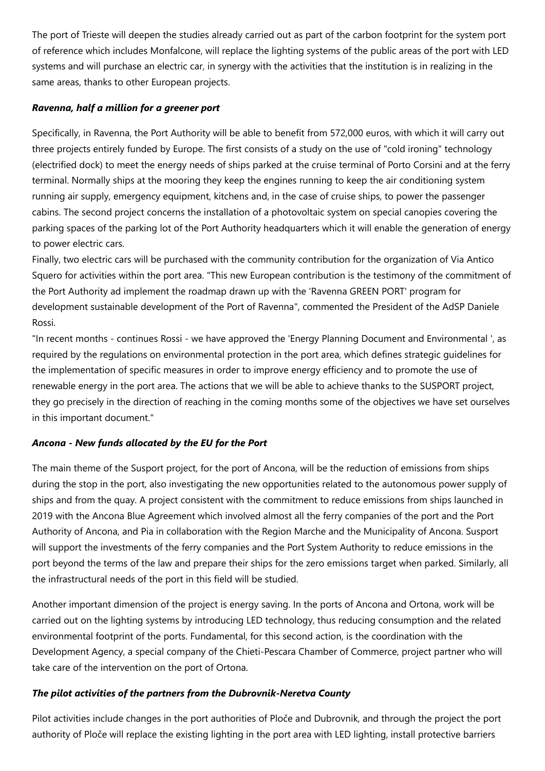The port of Trieste will deepen the studies already carried out as part of the carbon footprint for the system port of reference which includes Monfalcone, will replace the lighting systems of the public areas of the port with LED systems and will purchase an electric car, in synergy with the activities that the institution is in realizing in the same areas, thanks to other European projects.

### ***Ravenna, half a million for a greener port***

Specifically, in Ravenna, the Port Authority will be able to benefit from 572,000 euros, with which it will carry out three projects entirely funded by Europe. The first consists of a study on the use of "cold ironing" technology (electrified dock) to meet the energy needs of ships parked at the cruise terminal of Porto Corsini and at the ferry terminal. Normally ships at the mooring they keep the engines running to keep the air conditioning system running air supply, emergency equipment, kitchens and, in the case of cruise ships, to power the passenger cabins. The second project concerns the installation of a photovoltaic system on special canopies covering the parking spaces of the parking lot of the Port Authority headquarters which it will enable the generation of energy to power electric cars.

Finally, two electric cars will be purchased with the community contribution for the organization of Via Antico Squero for activities within the port area. "This new European contribution is the testimony of the commitment of the Port Authority ad implement the roadmap drawn up with the 'Ravenna GREEN PORT' program for development sustainable development of the Port of Ravenna", commented the President of the AdSP Daniele Rossi.

"In recent months - continues Rossi - we have approved the 'Energy Planning Document and Environmental ', as required by the regulations on environmental protection in the port area, which defines strategic guidelines for the implementation of specific measures in order to improve energy efficiency and to promote the use of renewable energy in the port area. The actions that we will be able to achieve thanks to the SUSPORT project, they go precisely in the direction of reaching in the coming months some of the objectives we have set ourselves in this important document."

### ***Ancona - New funds allocated by the EU for the Port***

The main theme of the Susport project, for the port of Ancona, will be the reduction of emissions from ships during the stop in the port, also investigating the new opportunities related to the autonomous power supply of ships and from the quay. A project consistent with the commitment to reduce emissions from ships launched in 2019 with the Ancona Blue Agreement which involved almost all the ferry companies of the port and the Port Authority of Ancona, and Pia in collaboration with the Region Marche and the Municipality of Ancona. Susport will support the investments of the ferry companies and the Port System Authority to reduce emissions in the port beyond the terms of the law and prepare their ships for the zero emissions target when parked. Similarly, all the infrastructural needs of the port in this field will be studied.

Another important dimension of the project is energy saving. In the ports of Ancona and Ortona, work will be carried out on the lighting systems by introducing LED technology, thus reducing consumption and the related environmental footprint of the ports. Fundamental, for this second action, is the coordination with the Development Agency, a special company of the Chieti-Pescara Chamber of Commerce, project partner who will take care of the intervention on the port of Ortona.

### ***The pilot activities of the partners from the Dubrovnik-Neretva County***

Pilot activities include changes in the port authorities of Ploče and Dubrovnik, and through the project the port authority of Ploče will replace the existing lighting in the port area with LED lighting, install protective barriers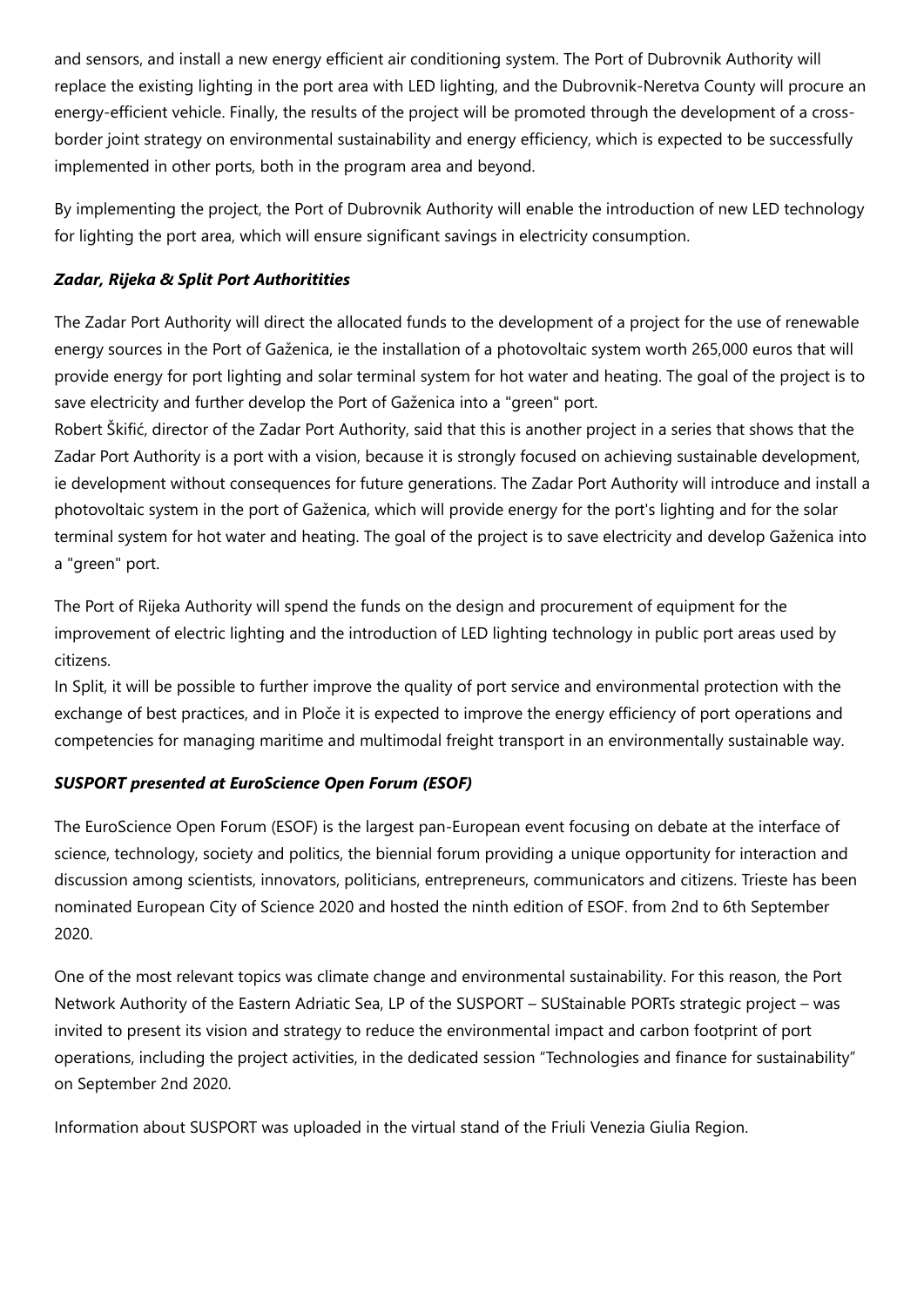and sensors, and install a new energy efficient air conditioning system. The Port of Dubrovnik Authority will replace the existing lighting in the port area with LED lighting, and the Dubrovnik-Neretva County will procure an energy-efficient vehicle. Finally, the results of the project will be promoted through the development of a cross-border joint strategy on environmental sustainability and energy efficiency, which is expected to be successfully implemented in other ports, both in the program area and beyond.

By implementing the project, the Port of Dubrovnik Authority will enable the introduction of new LED technology for lighting the port area, which will ensure significant savings in electricity consumption.

### *Zadar, Rijeka & Split Port Authoritities*

The Zadar Port Authority will direct the allocated funds to the development of a project for the use of renewable energy sources in the Port of Gaženica, ie the installation of a photovoltaic system worth 265,000 euros that will provide energy for port lighting and solar terminal system for hot water and heating. The goal of the project is to save electricity and further develop the Port of Gaženica into a "green" port.
Robert Škifić, director of the Zadar Port Authority, said that this is another project in a series that shows that the Zadar Port Authority is a port with a vision, because it is strongly focused on achieving sustainable development, ie development without consequences for future generations. The Zadar Port Authority will introduce and install a photovoltaic system in the port of Gaženica, which will provide energy for the port's lighting and for the solar terminal system for hot water and heating. The goal of the project is to save electricity and develop Gaženica into a "green" port.

The Port of Rijeka Authority will spend the funds on the design and procurement of equipment for the improvement of electric lighting and the introduction of LED lighting technology in public port areas used by citizens.
In Split, it will be possible to further improve the quality of port service and environmental protection with the exchange of best practices, and in Ploče it is expected to improve the energy efficiency of port operations and competencies for managing maritime and multimodal freight transport in an environmentally sustainable way.

### *SUSPORT presented at EuroScience Open Forum (ESOF)*

The EuroScience Open Forum (ESOF) is the largest pan-European event focusing on debate at the interface of science, technology, society and politics, the biennial forum providing a unique opportunity for interaction and discussion among scientists, innovators, politicians, entrepreneurs, communicators and citizens. Trieste has been nominated European City of Science 2020 and hosted the ninth edition of ESOF. from 2nd to 6th September 2020.

One of the most relevant topics was climate change and environmental sustainability. For this reason, the Port Network Authority of the Eastern Adriatic Sea, LP of the SUSPORT – SUStainable PORTs strategic project – was invited to present its vision and strategy to reduce the environmental impact and carbon footprint of port operations, including the project activities, in the dedicated session "Technologies and finance for sustainability" on September 2nd 2020.

Information about SUSPORT was uploaded in the virtual stand of the Friuli Venezia Giulia Region.